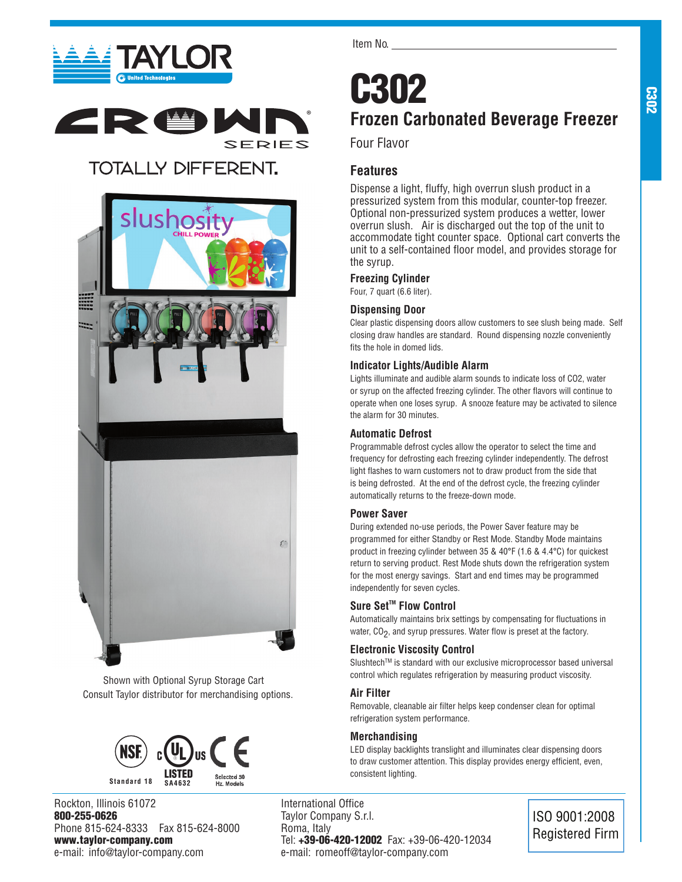TAYLOR

United Technologies

CROWN SERIES

TOTALLY DIFFERENT.

Item No. ___________________________________

# C302

## Frozen Carbonated Beverage Freezer

Four Flavor

### Features

Dispense a light, fluffy, high overrun slush product in a pressurized system from this modular, counter-top freezer. Optional non-pressurized system produces a wetter, lower overrun slush. Air is discharged out the top of the unit to accommodate tight counter space. Optional cart converts the unit to a self-contained floor model, and provides storage for the syrup.

#### Freezing Cylinder

Four, 7 quart (6.6 liter).

#### Dispensing Door

Clear plastic dispensing doors allow customers to see slush being made. Self closing draw handles are standard. Round dispensing nozzle conveniently fits the hole in domed lids.

#### Indicator Lights/Audible Alarm

Lights illuminate and audible alarm sounds to indicate loss of CO2, water or syrup on the affected freezing cylinder. The other flavors will continue to operate when one loses syrup. A snooze feature may be activated to silence the alarm for 30 minutes.

#### Automatic Defrost

Programmable defrost cycles allow the operator to select the time and frequency for defrosting each freezing cylinder independently. The defrost light flashes to warn customers not to draw product from the side that is being defrosted. At the end of the defrost cycle, the freezing cylinder automatically returns to the freeze-down mode.

#### Power Saver

During extended no-use periods, the Power Saver feature may be programmed for either Standby or Rest Mode. Standby Mode maintains product in freezing cylinder between 35 & 40°F (1.6 & 4.4°C) for quickest return to serving product. Rest Mode shuts down the refrigeration system for the most energy savings. Start and end times may be programmed independently for seven cycles.

#### Sure Set™ Flow Control

Automatically maintains brix settings by compensating for fluctuations in water, $CO_2$, and syrup pressures. Water flow is preset at the factory.

#### Electronic Viscosity Control

Slushtech™ is standard with our exclusive microprocessor based universal control which regulates refrigeration by measuring product viscosity.

#### Air Filter

Removable, cleanable air filter helps keep condenser clean for optimal refrigeration system performance.

#### Merchandising

LED display backlights translight and illuminates clear dispensing doors to draw customer attention. This display provides energy efficient, even, consistent lighting.

Shown with Optional Syrup Storage Cart
Consult Taylor distributor for merchandising options.

NSF Standard 18 — c UL us LISTED SA4632 — CE Selected 50 Hz. Models

Rockton, Illinois 61072
**800-255-0626**
Phone 815-624-8333 Fax 815-624-8000
**www.taylor-company.com**
e-mail: info@taylor-company.com

International Office
Taylor Company S.r.l.
Roma, Italy
Tel: **+39-06-420-12002** Fax: +39-06-420-12034
e-mail: romeoff@taylor-company.com

ISO 9001:2008
Registered Firm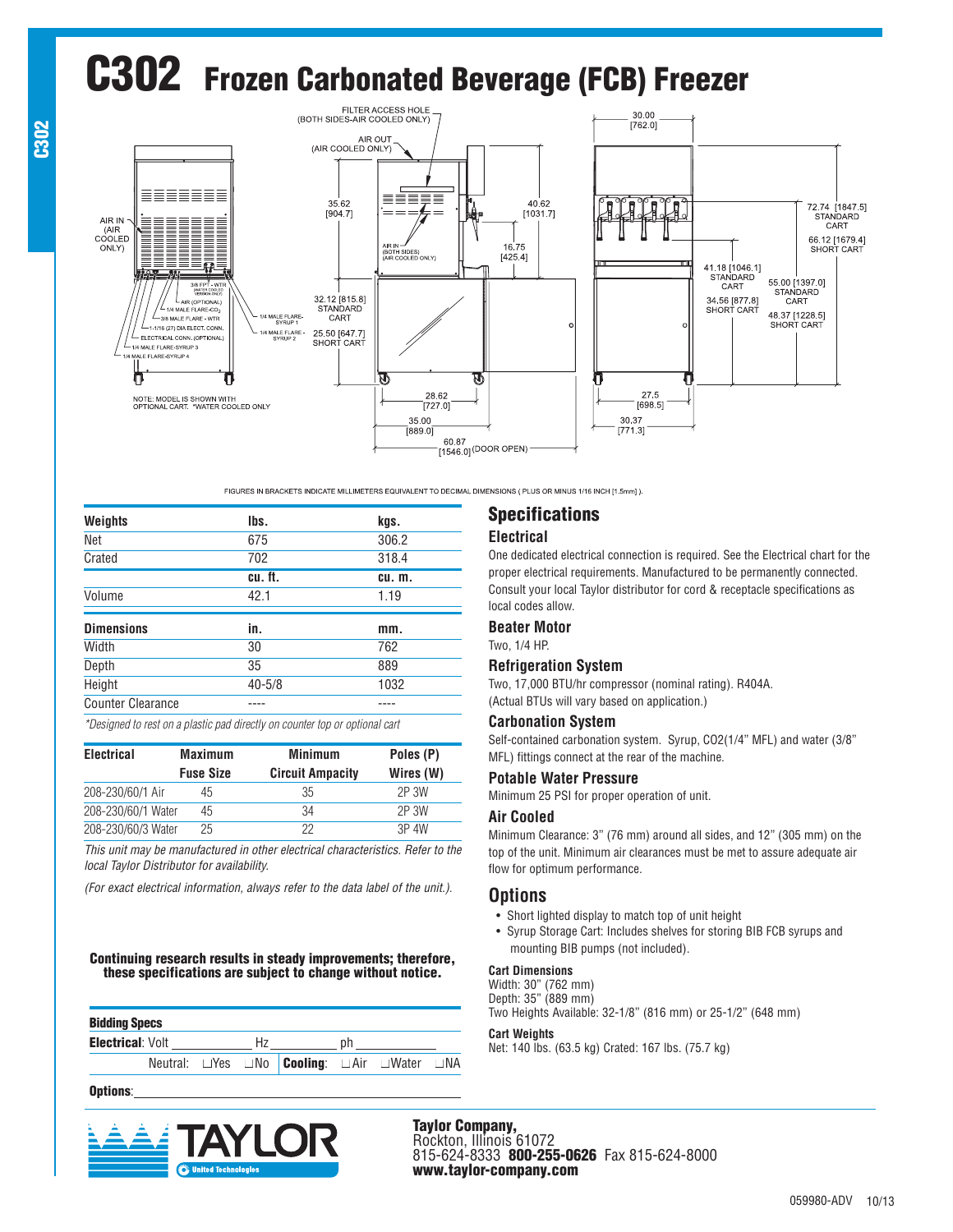# C302 Frozen Carbonated Beverage (FCB) Freezer

FILTER ACCESS HOLE (BOTH SIDES-AIR COOLED ONLY)

AIR OUT (AIR COOLED ONLY)

AIR IN (AIR COOLED ONLY)

AIR IN (BOTH SIDES) (AIR COOLED ONLY)

3/8 FPT - WTR (WATER COOLED VERSION ONLY)

AIR (OPTIONAL)

1/4 MALE FLARE-$CO_2$

3/8 MALE FLARE - WTR

1-1/16 (27) DIA ELECT. CONN.

ELECTRICAL CONN. (OPTIONAL)

1/4 MALE FLARE-SYRUP 3

1/4 MALE FLARE-SYRUP 4

1/4 MALE FLARE-SYRUP 1

1/4 MALE FLARE - SYRUP 2

NOTE: MODEL IS SHOWN WITH OPTIONAL CART. *WATER COOLED ONLY

35.62 [904.7]

40.62 [1031.7]

16.75 [425.4]

32.12 [815.8] STANDARD CART

25.50 [647.7] SHORT CART

28.62 [727.0]

35.00 [889.0]

60.87 [1546.0] (DOOR OPEN)

30.00 [762.0]

72.74 [1847.5] STANDARD CART

66.12 [1679.4] SHORT CART

41.18 [1046.1] STANDARD CART

34.56 [877.8] SHORT CART

55.00 [1397.0] STANDARD CART

48.37 [1228.5] SHORT CART

27.5 [698.5]

30.37 [771.3]

FIGURES IN BRACKETS INDICATE MILLIMETERS EQUIVALENT TO DECIMAL DIMENSIONS ( PLUS OR MINUS 1/16 INCH [1.5mm] ).

| Weights | lbs. | kgs. |
|---|---|---|
| Net | 675 | 306.2 |
| Crated | 702 | 318.4 |
| | cu. ft. | cu. m. |
| Volume | 42.1 | 1.19 |

| Dimensions | in. | mm. |
|---|---|---|
| Width | 30 | 762 |
| Depth | 35 | 889 |
| Height | 40-5/8 | 1032 |
| Counter Clearance | ---- | ---- |

*Designed to rest on a plastic pad directly on counter top or optional cart*

| Electrical | Maximum Fuse Size | Minimum Circuit Ampacity | Poles (P) Wires (W) |
|---|---|---|---|
| 208-230/60/1 Air | 45 | 35 | 2P 3W |
| 208-230/60/1 Water | 45 | 34 | 2P 3W |
| 208-230/60/3 Water | 25 | 22 | 3P 4W |

*This unit may be manufactured in other electrical characteristics. Refer to the local Taylor Distributor for availability.*

*(For exact electrical information, always refer to the data label of the unit.).*

**Continuing research results in steady improvements; therefore, these specifications are subject to change without notice.**

**Bidding Specs**

**Electrical**: Volt ____________ Hz __________ ph ____________

Neutral: ❑Yes ❑No | **Cooling**: ❑Air ❑Water ❑NA

**Options**: ____________________________________________

## Specifications

### Electrical

One dedicated electrical connection is required. See the Electrical chart for the proper electrical requirements. Manufactured to be permanently connected. Consult your local Taylor distributor for cord & receptacle specifications as local codes allow.

### Beater Motor

Two, 1/4 HP.

### Refrigeration System

Two, 17,000 BTU/hr compressor (nominal rating). R404A. (Actual BTUs will vary based on application.)

### Carbonation System

Self-contained carbonation system. Syrup, CO2(1/4" MFL) and water (3/8" MFL) fittings connect at the rear of the machine.

### Potable Water Pressure

Minimum 25 PSI for proper operation of unit.

### Air Cooled

Minimum Clearance: 3" (76 mm) around all sides, and 12" (305 mm) on the top of the unit. Minimum air clearances must be met to assure adequate air flow for optimum performance.

## Options

- Short lighted display to match top of unit height
- Syrup Storage Cart: Includes shelves for storing BIB FCB syrups and mounting BIB pumps (not included).

**Cart Dimensions**

Width: 30" (762 mm)
Depth: 35" (889 mm)
Two Heights Available: 32-1/8" (816 mm) or 25-1/2" (648 mm)

**Cart Weights**

Net: 140 lbs. (63.5 kg) Crated: 167 lbs. (75.7 kg)

TAYLOR United Technologies

**Taylor Company,**
Rockton, Illinois 61072
815-624-8333 **800-255-0626** Fax 815-624-8000
**www.taylor-company.com**

059980-ADV 10/13